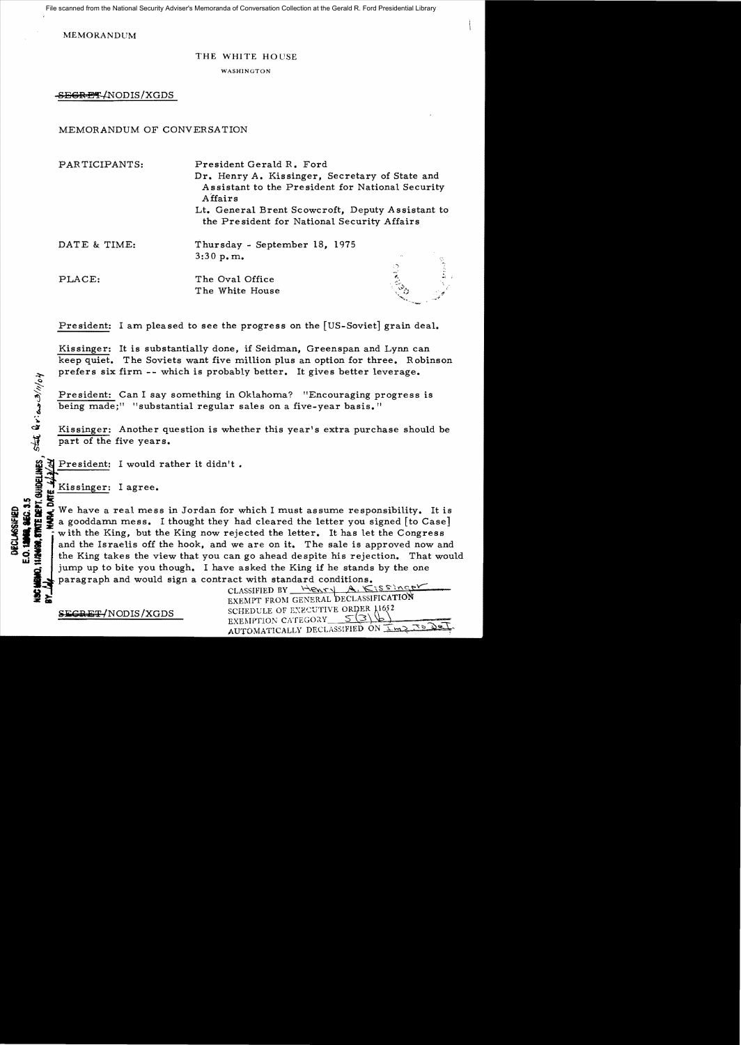File scanned from the National Security Adviser's Memoranda of Conversation Collection at the Gerald R. Ford Presidential Library

MEMORANDUM

THE WHITE HOUSE

WASHINGTON

~~SECRET~~/NODIS/XGDS

MEMORANDUM OF CONVERSATION

| | |
|---|---|
| PARTICIPANTS: | President Gerald R. Ford<br>Dr. Henry A. Kissinger, Secretary of State and Assistant to the President for National Security Affairs<br>Lt. General Brent Scowcroft, Deputy Assistant to the President for National Security Affairs |
| DATE & TIME: | Thursday - September 18, 1975<br>3:30 p.m. |
| PLACE: | The Oval Office<br>The White House |

President: I am pleased to see the progress on the [US-Soviet] grain deal.

Kissinger: It is substantially done, if Seidman, Greenspan and Lynn can keep quiet. The Soviets want five million plus an option for three. Robinson prefers six firm -- which is probably better. It gives better leverage.

President: Can I say something in Oklahoma? "Encouraging progress is being made;" "substantial regular sales on a five-year basis."

Kissinger: Another question is whether this year's extra purchase should be part of the five years.

President: I would rather it didn't.

Kissinger: I agree.

We have a real mess in Jordan for which I must assume responsibility. It is a gooddamn mess. I thought they had cleared the letter you signed [to Case] with the King, but the King now rejected the letter. It has let the Congress and the Israelis off the hook, and we are on it. The sale is approved now and the King takes the view that you can go ahead despite his rejection. That would jump up to bite you though. I have asked the King if he stands by the one paragraph and would sign a contract with standard conditions.

DECLASSIFIED
E.O. 12958, SEC. 3.5
NSC MEMO, 11/24/98, STATE DEPT. GUIDELINES, State Review 3/11/04
BY ___, NARA, DATE ___

CLASSIFIED BY Henry A. Kissinger
EXEMPT FROM GENERAL DECLASSIFICATION
SCHEDULE OF EXECUTIVE ORDER 11652
EXEMPTION CATEGORY 5(3)(b)
AUTOMATICALLY DECLASSIFIED ON Imp. to det.

~~SECRET~~/NODIS/XGDS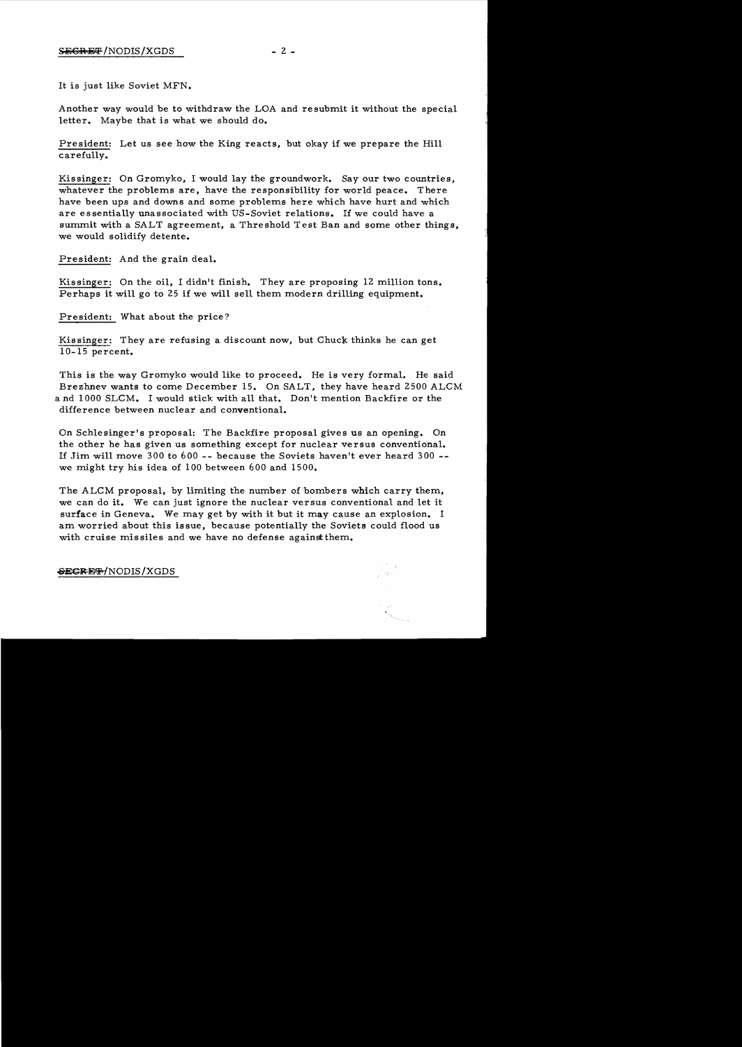It is just like Soviet MFN.

Another way would be to withdraw the LOA and resubmit it without the special letter. Maybe that is what we should do.

President: Let us see how the King reacts, but okay if we prepare the Hill carefully.

Kissinger: On Gromyko, I would lay the groundwork. Say our two countries, whatever the problems are, have the responsibility for world peace. There have been ups and downs and some problems here which have hurt and which are essentially unassociated with US-Soviet relations. If we could have a summit with a SALT agreement, a Threshold Test Ban and some other things, we would solidify detente.

President: And the grain deal.

Kissinger: On the oil, I didn't finish. They are proposing 12 million tons. Perhaps it will go to 25 if we will sell them modern drilling equipment.

President: What about the price?

Kissinger: They are refusing a discount now, but Chuck thinks he can get 10-15 percent.

This is the way Gromyko would like to proceed. He is very formal. He said Brezhnev wants to come December 15. On SALT, they have heard 2500 ALCM and 1000 SLCM. I would stick with all that. Don't mention Backfire or the difference between nuclear and conventional.

On Schlesinger's proposal: The Backfire proposal gives us an opening. On the other he has given us something except for nuclear versus conventional. If Jim will move 300 to 600 -- because the Soviets haven't ever heard 300 -- we might try his idea of 100 between 600 and 1500.

The ALCM proposal, by limiting the number of bombers which carry them, we can do it. We can just ignore the nuclear versus conventional and let it surface in Geneva. We may get by with it but it may cause an explosion. I am worried about this issue, because potentially the Soviets could flood us with cruise missiles and we have no defense against them.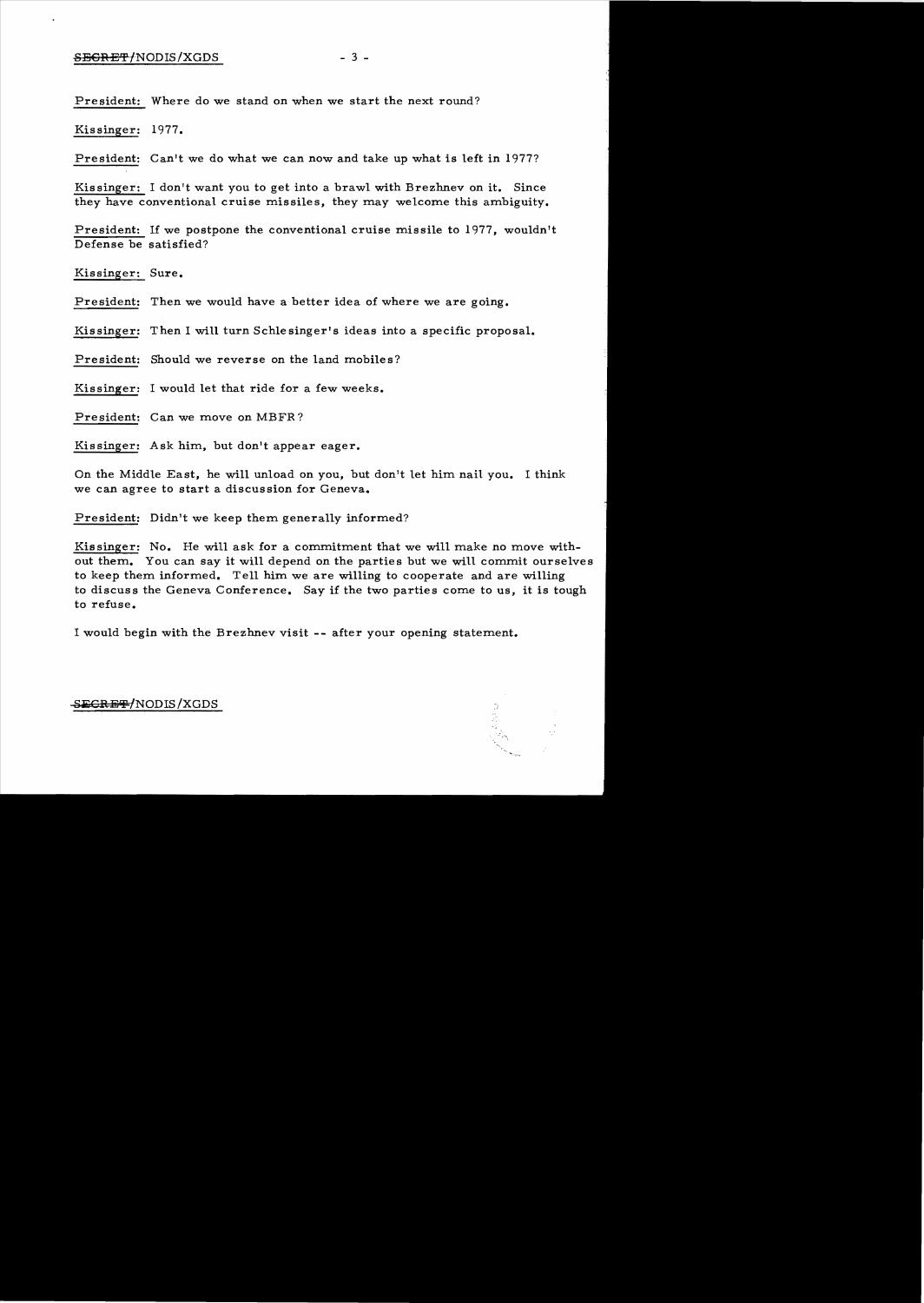President: Where do we stand on when we start the next round?

Kissinger: 1977.

President: Can't we do what we can now and take up what is left in 1977?

Kissinger: I don't want you to get into a brawl with Brezhnev on it. Since they have conventional cruise missiles, they may welcome this ambiguity.

President: If we postpone the conventional cruise missile to 1977, wouldn't Defense be satisfied?

Kissinger: Sure.

President: Then we would have a better idea of where we are going.

Kissinger: Then I will turn Schlesinger's ideas into a specific proposal.

President: Should we reverse on the land mobiles?

Kissinger: I would let that ride for a few weeks.

President: Can we move on MBFR?

Kissinger: Ask him, but don't appear eager.

On the Middle East, he will unload on you, but don't let him nail you. I think we can agree to start a discussion for Geneva.

President: Didn't we keep them generally informed?

Kissinger: No. He will ask for a commitment that we will make no move without them. You can say it will depend on the parties but we will commit ourselves to keep them informed. Tell him we are willing to cooperate and are willing to discuss the Geneva Conference. Say if the two parties come to us, it is tough to refuse.

I would begin with the Brezhnev visit -- after your opening statement.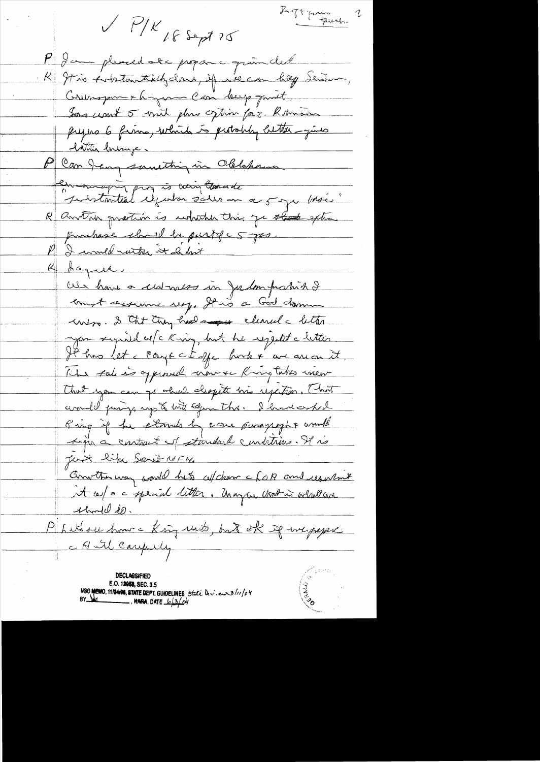✓ P/K 18 Sept 75

P I am pleased at the progress on grain deal.

K It is substantially done, if we can keep Seaman, Greenspan & Lynn. Can keep quiet. Soviets want 5 mil plus option for 2. Robinson prefers 6 firm, which is probably better—gives better leverage.

P Can I say something in Oklahoma.

"Encouraging prog is very favorable"
"Substantial regular sales on a 5 yr basis"

K Another question is whether this yr the extra purchase should be part of the 5 yrs.

P I would rather it didn't.

K Sayre.

We have a real mess in Jordan-Hawk & I must assume resp. It is a God damn mess. I thot they had cleared the letter you signed w/ the King, but he rejected the letter. It has let the Congress off the hook & we are on it. The sale is approved now & the King takes view that you can go ahead despite his rejection. That would jump up to hit you this. I have asked King if he stands by one paragraph & would sign a contract w/ standard conditions. It is just like Soviet MFN.

Another way would be to w/draw the LOA and resubmit it w/o the special letter. Maybe that is what we should do.

P Let's see how the King reacts, but ok if we prepare the ## carefully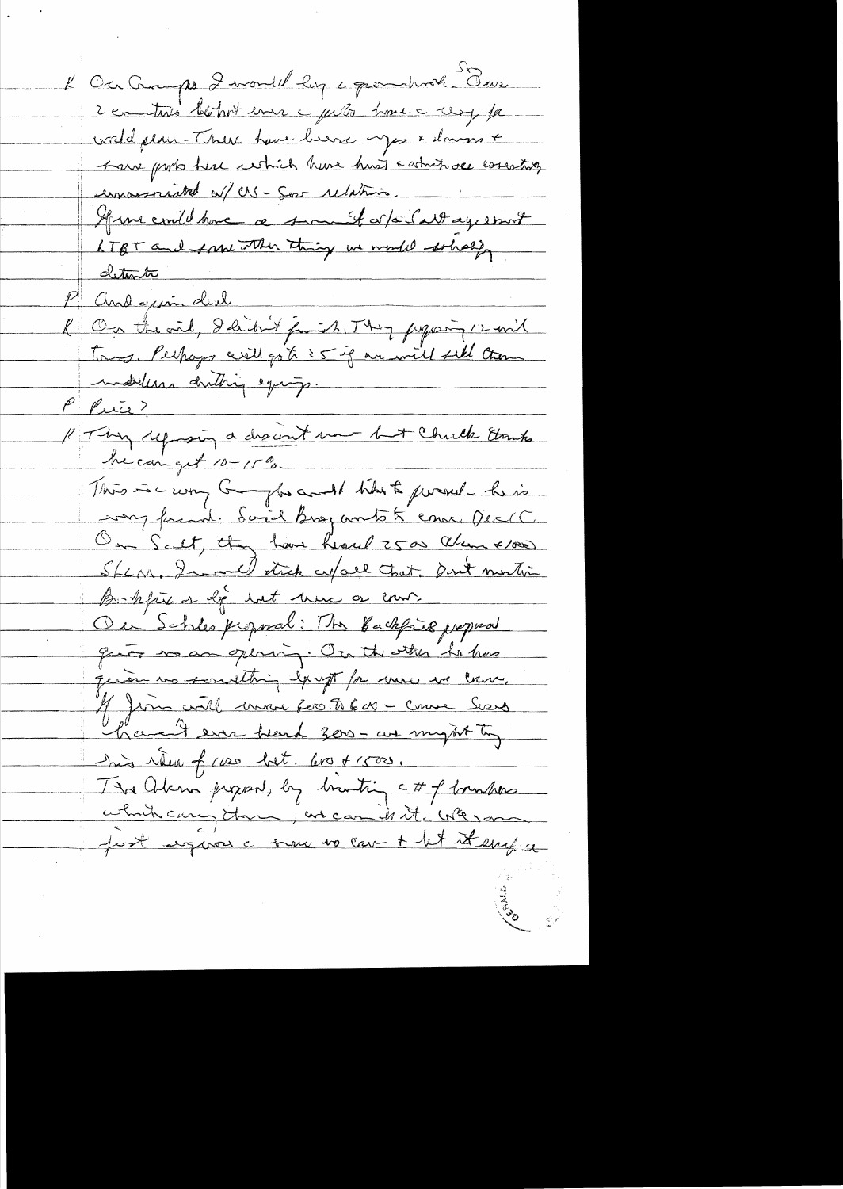K On Gromyko I would lay a groundwork. Our 2 countries best over a 30 yr time a key for world peace. There have been ups & downs & some parts here which have hurt & which are essentially unassociated w/ US-Sov relations.

If we could have a summit w/a Salt agreement, LTBT and some other things we would solidify detente.

P And grain deal

K On the oil, I didn't finish. They proposing 12 mil tons. Perhaps will go to 25 if we will sell them modern drilling equip.

P Price?

K They refusing a discount now but Chuck thinks he can get 10-15%.

This is a very Gromyko and I think provide - he is very friendly. Said Brez wants to come Dec/Oct. On Salt, they have heard 2500 then +1000 SLCM. I would stick w/all that. Don't mention Backfire or cap but wait or come.

On Schles proposal: The Backfire proposal gives us an opening. On the other he has given us something except for more on cruise. If Jim will move 600 to 650 - cruise Sovs haven't ever heard 2000 - we might try this idea of 1000 but 600 + 1500.

The Akrom proposal, by limiting a # of bombers which carry them, we can do it. We can just argue a range on cruise + let it sing a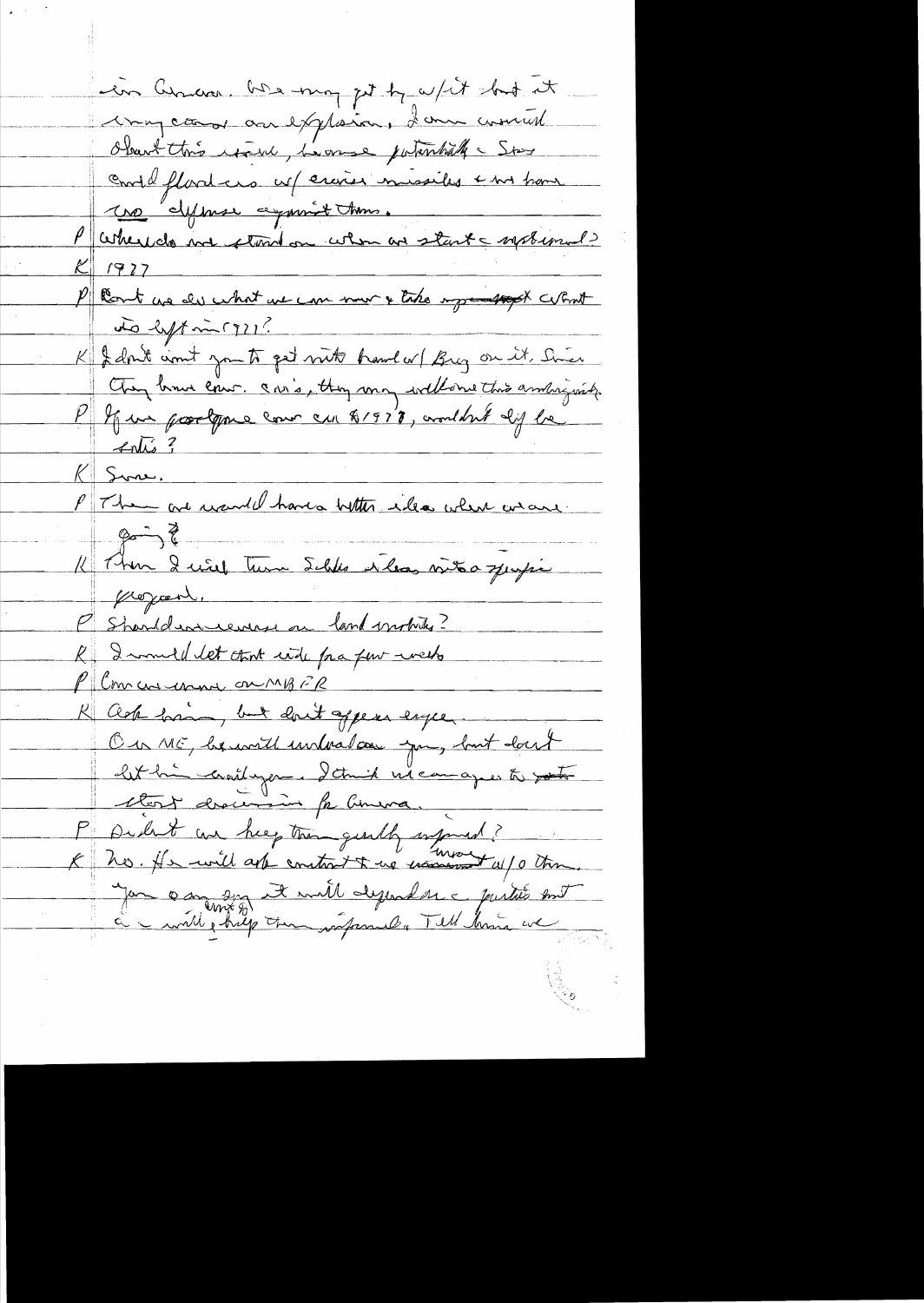in Geneva. We may get by w/it but it may cause an explosion. I am worried about this issue, because potentially Sov could flood us w/ cruise missiles & we have no defense against them.

P Where do we stand on when we start a negotiation?

K 1977

P Can't we do what we can now & take up what is left in 1977?

K I don't want you to get into hassle w/ Brez on it. Since they have cruise, they may welcome this ambiguity.

P If we postpone cruise cm til 1978, wouldn't they be satis?

K Sure.

P Then we would have a better idea where we are going?

K Then I will turn Schles ideas into a specific proposal.

P Should we cover on land mobile?

K I would let it ride for a few weeks

P Concur w/ move on MBFR

K Ask him, but don't appear eager.

On ME, he will unload on you, but don't let him railroad you. I think we can agree to start discussion for Geneva.

P Didn't we keep them quietly informed?

K No. He will ask contact & we moved w/o them. You can say it will depend on parties but we will keep them informed. Tell him we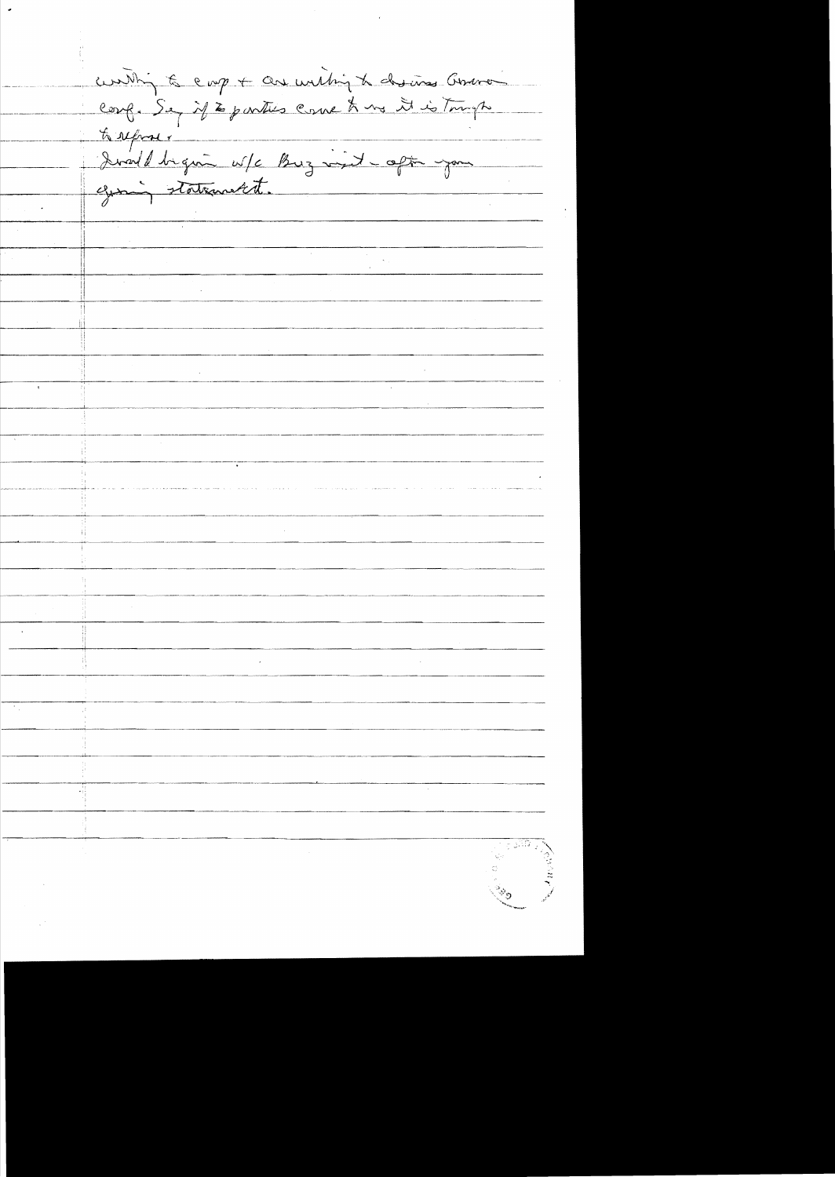waiting to cmp + are waiting to discuss Geneva conf. Say if 2 parties come to us it is triumph to refuse.

Would begin w/c Brez visit - after your giving statement.